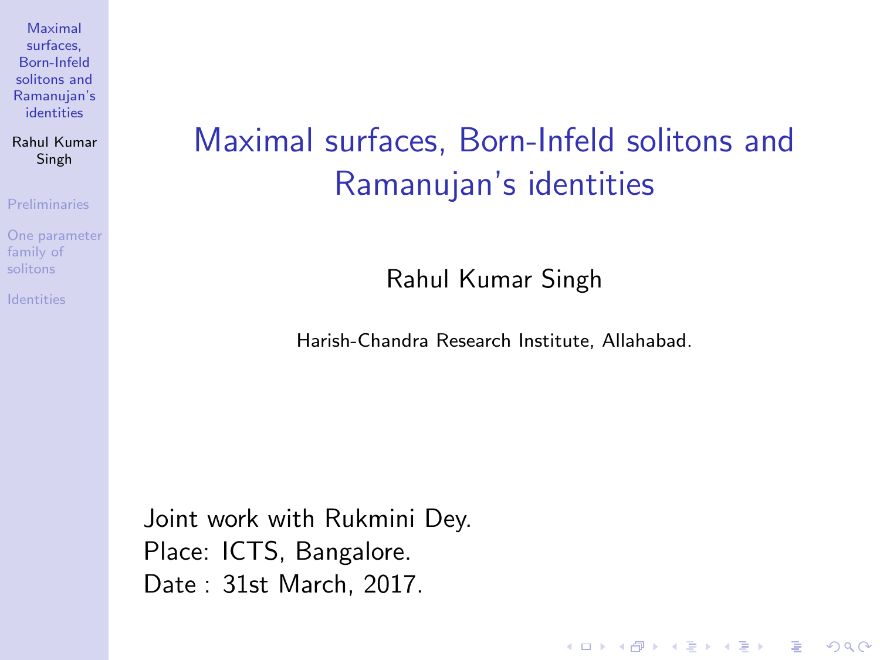# Maximal surfaces, Born-Infeld solitons and Ramanujan's identities

Rahul Kumar Singh

Harish-Chandra Research Institute, Allahabad.

Joint work with Rukmini Dey.
Place: ICTS, Bangalore.
Date : 31st March, 2017.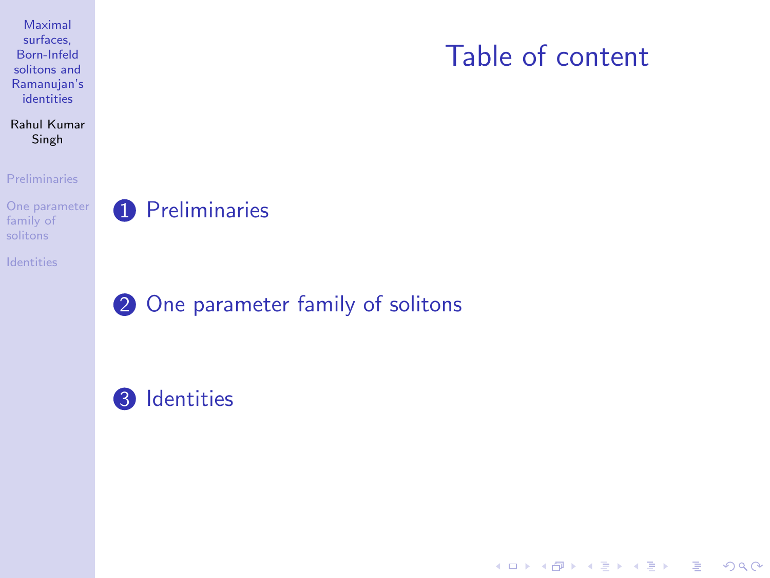# Table of content

1. Preliminaries

2. One parameter family of solitons

3. Identities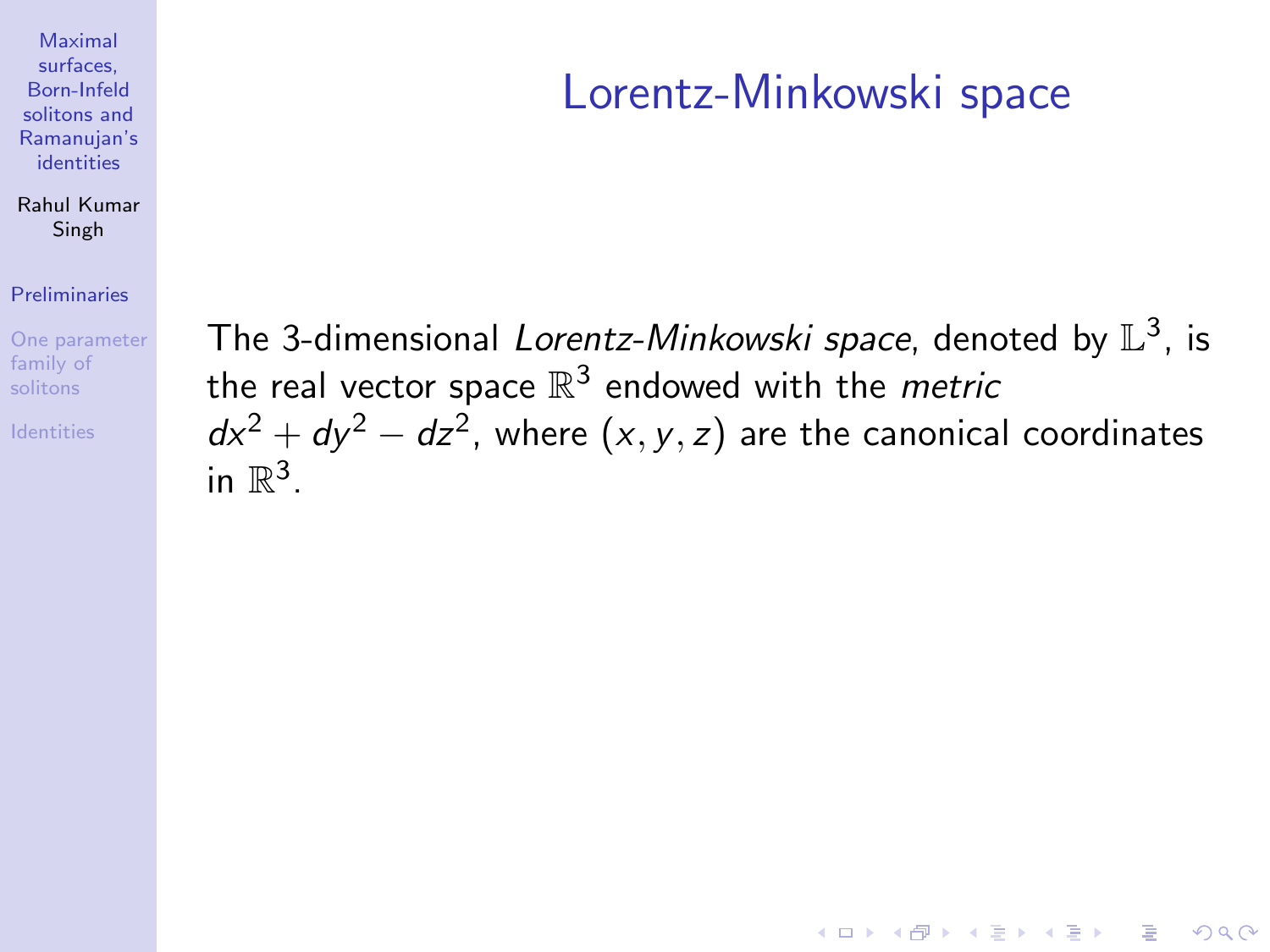# Lorentz-Minkowski space

The 3-dimensional *Lorentz-Minkowski space*, denoted by $\mathbb{L}^3$, is the real vector space $\mathbb{R}^3$ endowed with the *metric* $dx^2 + dy^2 - dz^2$, where $(x, y, z)$ are the canonical coordinates in $\mathbb{R}^3$.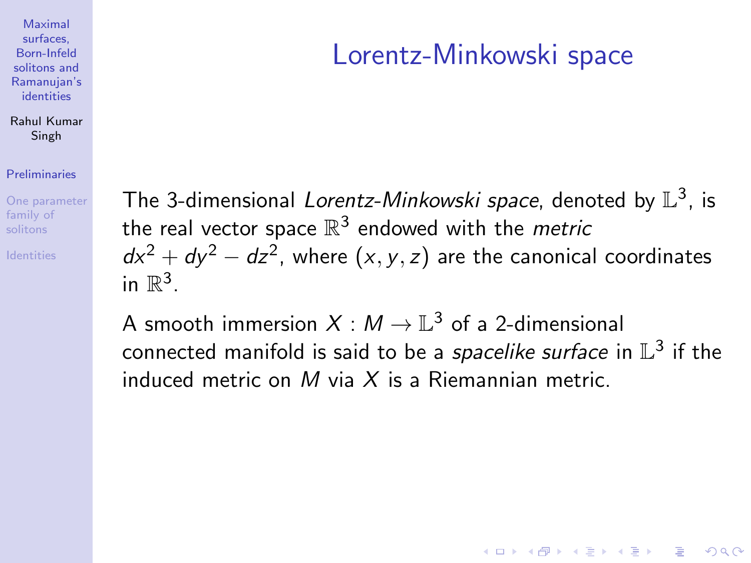# Lorentz-Minkowski space

The 3-dimensional *Lorentz-Minkowski space*, denoted by $\mathbb{L}^3$, is the real vector space $\mathbb{R}^3$ endowed with the *metric* $dx^2 + dy^2 - dz^2$, where $(x, y, z)$ are the canonical coordinates in $\mathbb{R}^3$.

A smooth immersion $X : M \to \mathbb{L}^3$ of a 2-dimensional connected manifold is said to be a *spacelike surface* in $\mathbb{L}^3$ if the induced metric on $M$ via $X$ is a Riemannian metric.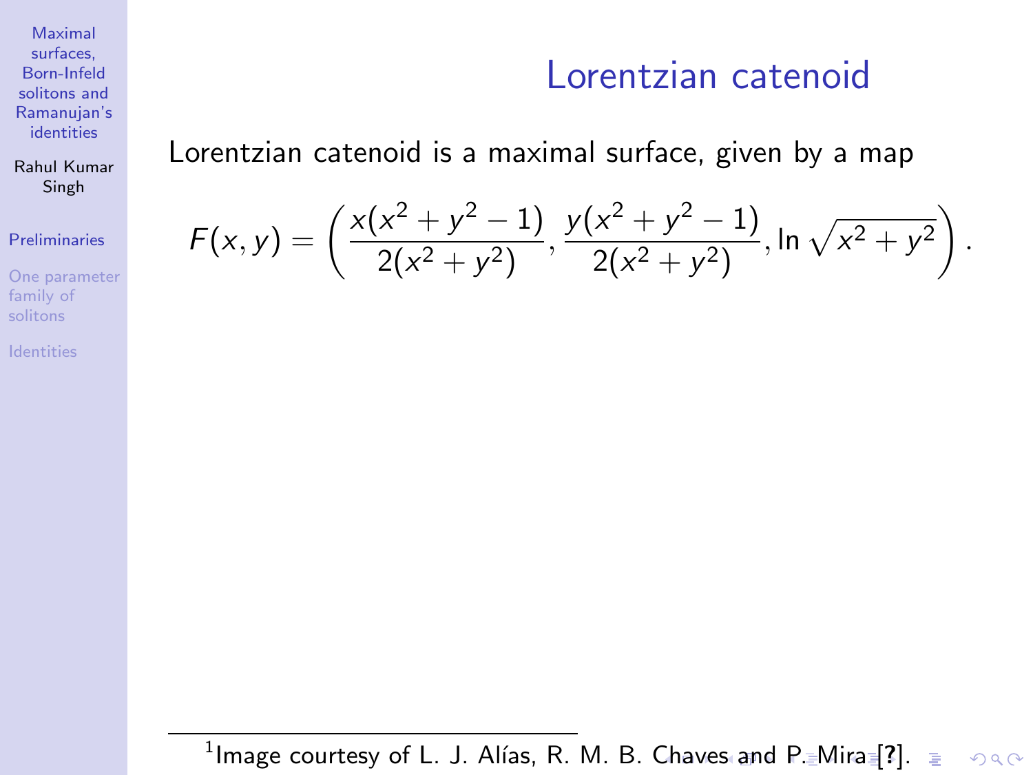# Lorentzian catenoid

Lorentzian catenoid is a maximal surface, given by a map

$$F(x,y) = \left( \frac{x(x^2+y^2-1)}{2(x^2+y^2)}, \frac{y(x^2+y^2-1)}{2(x^2+y^2)}, \ln\sqrt{x^2+y^2} \right).$$

[1] Image courtesy of L. J. Alías, R. M. B. Chaves and P. Mira [?].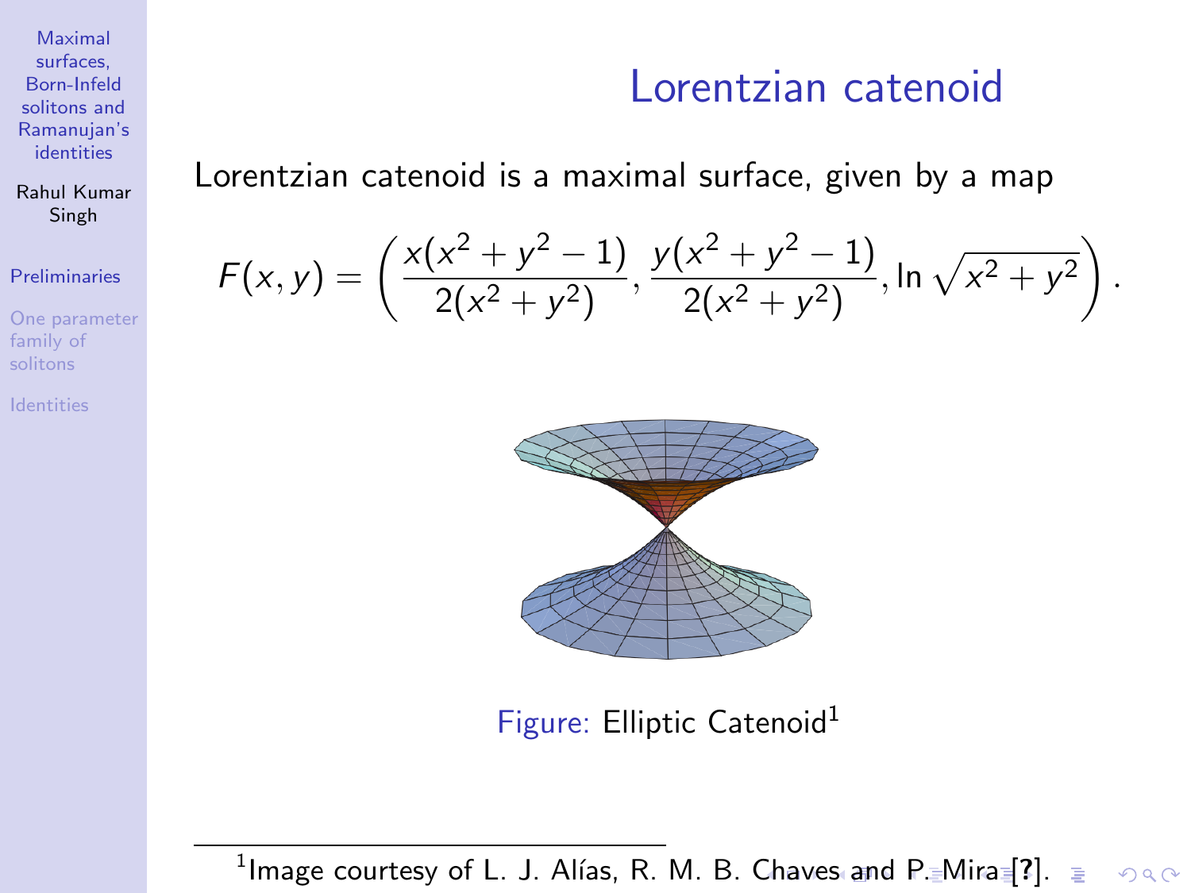# Lorentzian catenoid

Lorentzian catenoid is a maximal surface, given by a map

$$F(x,y) = \left( \frac{x(x^2+y^2-1)}{2(x^2+y^2)}, \frac{y(x^2+y^2-1)}{2(x^2+y^2)}, \ln\sqrt{x^2+y^2} \right).$$

Figure: Elliptic Catenoid[1]

[1] Image courtesy of L. J. Alías, R. M. B. Chaves and P. Mira [?].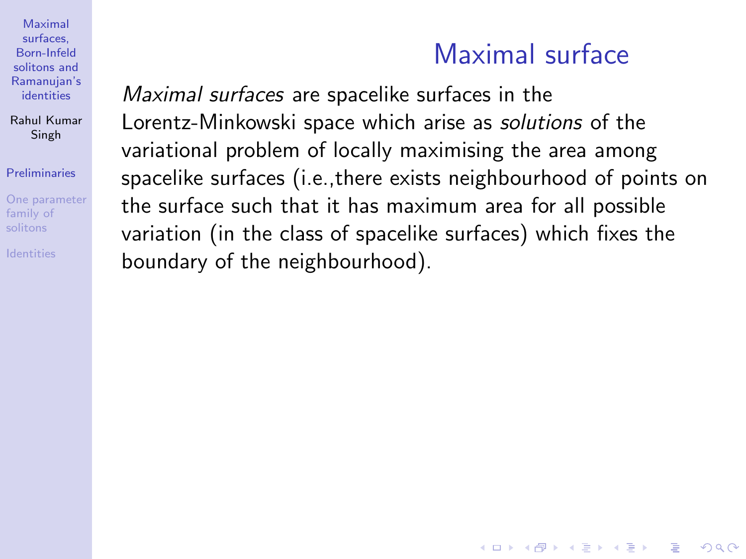# Maximal surface

*Maximal surfaces* are spacelike surfaces in the Lorentz-Minkowski space which arise as *solutions* of the variational problem of locally maximising the area among spacelike surfaces (i.e.,there exists neighbourhood of points on the surface such that it has maximum area for all possible variation (in the class of spacelike surfaces) which fixes the boundary of the neighbourhood).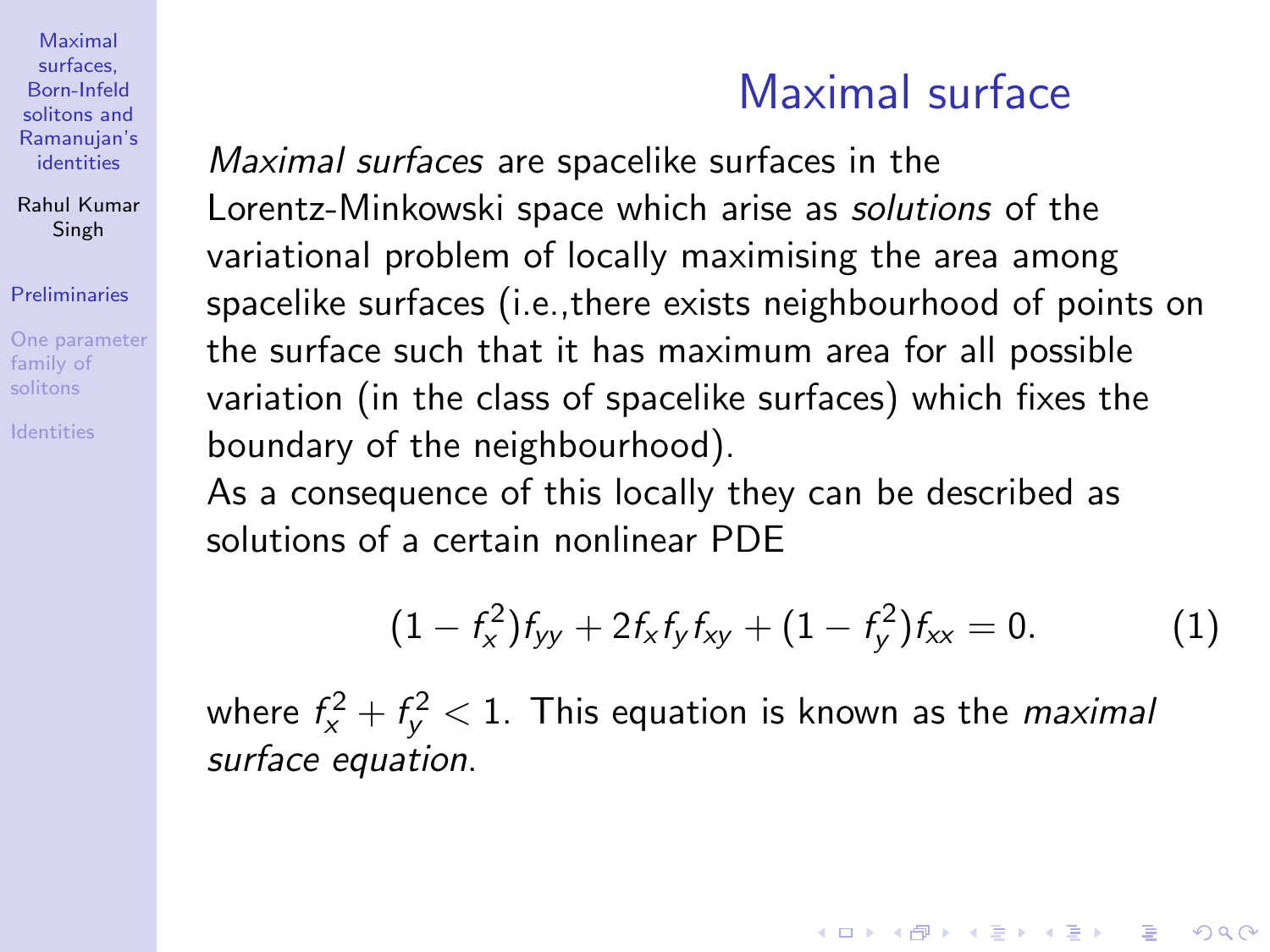# Maximal surface

*Maximal surfaces* are spacelike surfaces in the Lorentz-Minkowski space which arise as *solutions* of the variational problem of locally maximising the area among spacelike surfaces (i.e.,there exists neighbourhood of points on the surface such that it has maximum area for all possible variation (in the class of spacelike surfaces) which fixes the boundary of the neighbourhood).

As a consequence of this locally they can be described as solutions of a certain nonlinear PDE

$$(1 - f_x^2)f_{yy} + 2f_x f_y f_{xy} + (1 - f_y^2)f_{xx} = 0. \tag{1}$$

where $f_x^2 + f_y^2 < 1$. This equation is known as the *maximal surface equation*.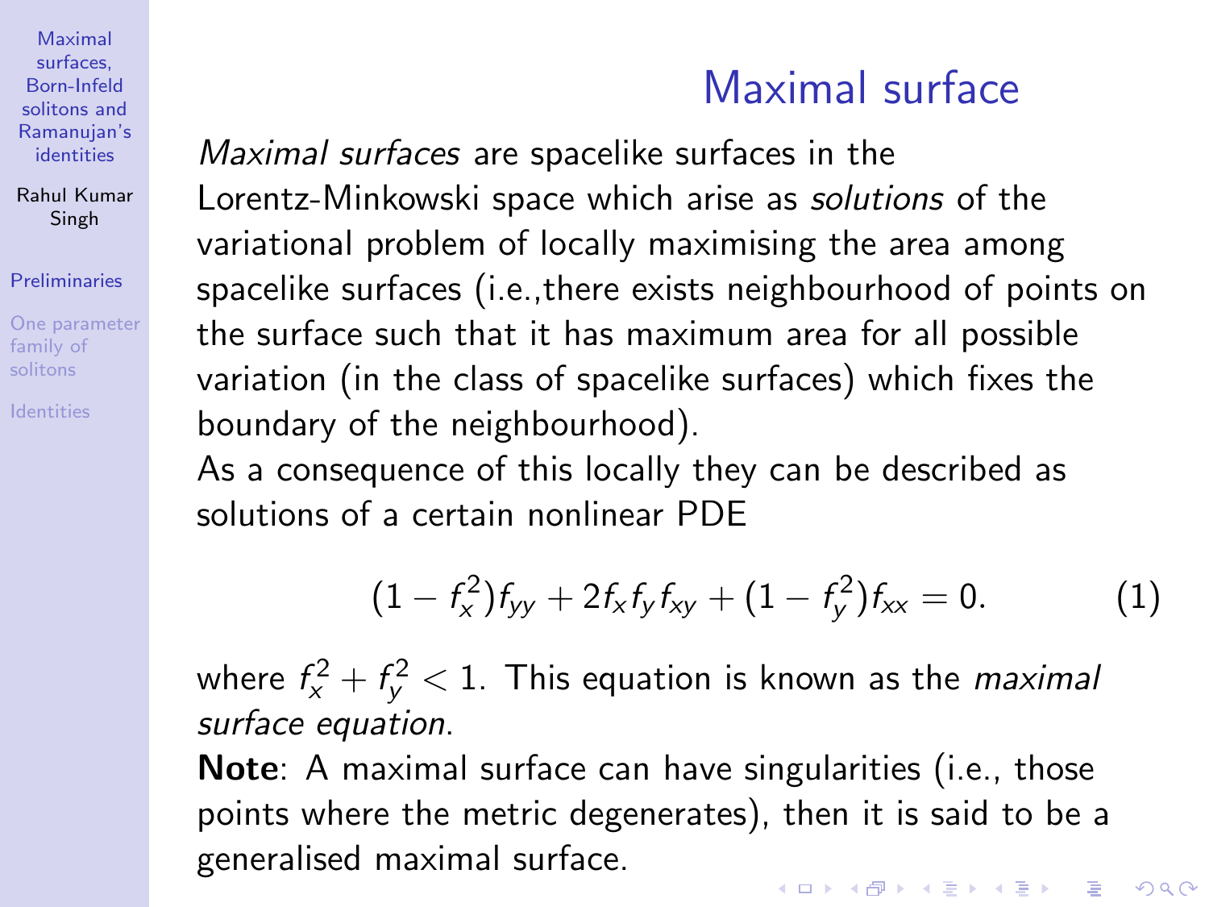# Maximal surface

*Maximal surfaces* are spacelike surfaces in the Lorentz-Minkowski space which arise as *solutions* of the variational problem of locally maximising the area among spacelike surfaces (i.e.,there exists neighbourhood of points on the surface such that it has maximum area for all possible variation (in the class of spacelike surfaces) which fixes the boundary of the neighbourhood).

As a consequence of this locally they can be described as solutions of a certain nonlinear PDE

$$(1 - f_x^2)f_{yy} + 2f_x f_y f_{xy} + (1 - f_y^2)f_{xx} = 0. \tag{1}$$

where $f_x^2 + f_y^2 < 1$. This equation is known as the *maximal surface equation*.

**Note**: A maximal surface can have singularities (i.e., those points where the metric degenerates), then it is said to be a generalised maximal surface.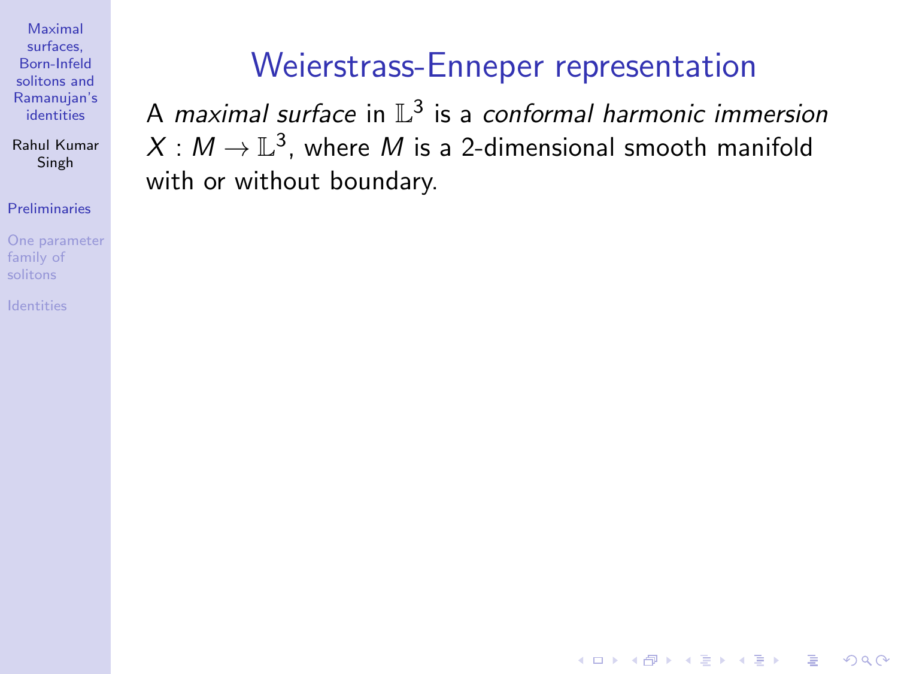# Weierstrass-Enneper representation

A *maximal surface* in $\mathbb{L}^3$ is a *conformal harmonic immersion* $X : M \to \mathbb{L}^3$, where $M$ is a 2-dimensional smooth manifold with or without boundary.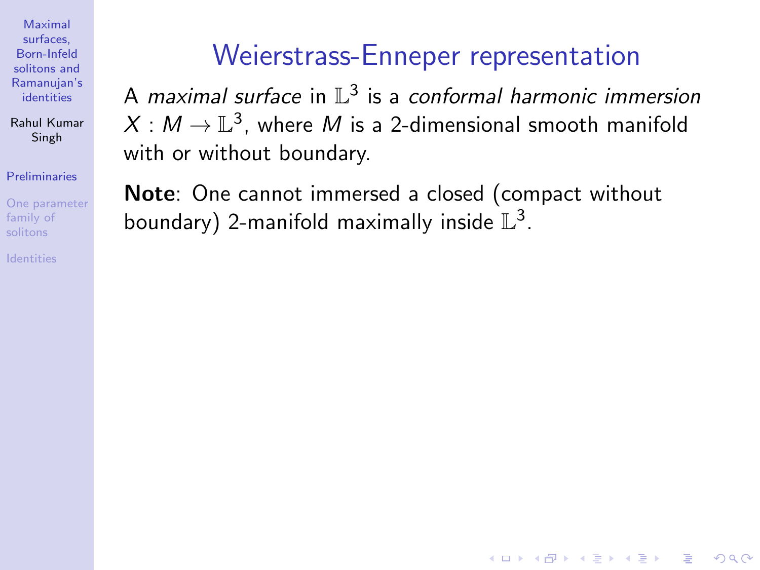# Weierstrass-Enneper representation

A *maximal surface* in $\mathbb{L}^3$ is a *conformal harmonic immersion* $X : M \to \mathbb{L}^3$, where $M$ is a 2-dimensional smooth manifold with or without boundary.

**Note**: One cannot immersed a closed (compact without boundary) 2-manifold maximally inside $\mathbb{L}^3$.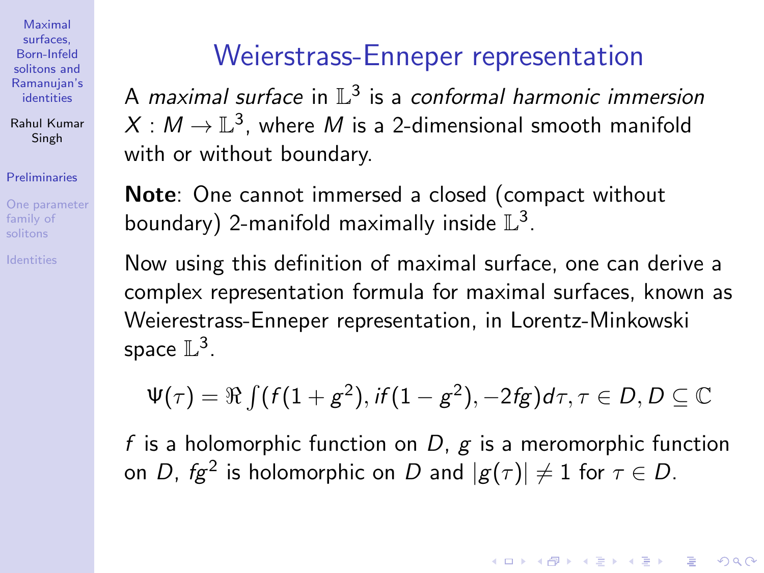# Weierstrass-Enneper representation

A *maximal surface* in $\mathbb{L}^3$ is a *conformal harmonic immersion* $X : M \to \mathbb{L}^3$, where $M$ is a 2-dimensional smooth manifold with or without boundary.

**Note**: One cannot immersed a closed (compact without boundary) 2-manifold maximally inside $\mathbb{L}^3$.

Now using this definition of maximal surface, one can derive a complex representation formula for maximal surfaces, known as Weierestrass-Enneper representation, in Lorentz-Minkowski space $\mathbb{L}^3$.

$$\Psi(\tau) = \Re \int (f(1+g^2), if(1-g^2), -2fg)d\tau, \tau \in D, D \subseteq \mathbb{C}$$

$f$ is a holomorphic function on $D$, $g$ is a meromorphic function on $D$, $fg^2$ is holomorphic on $D$ and $|g(\tau)| \neq 1$ for $\tau \in D$.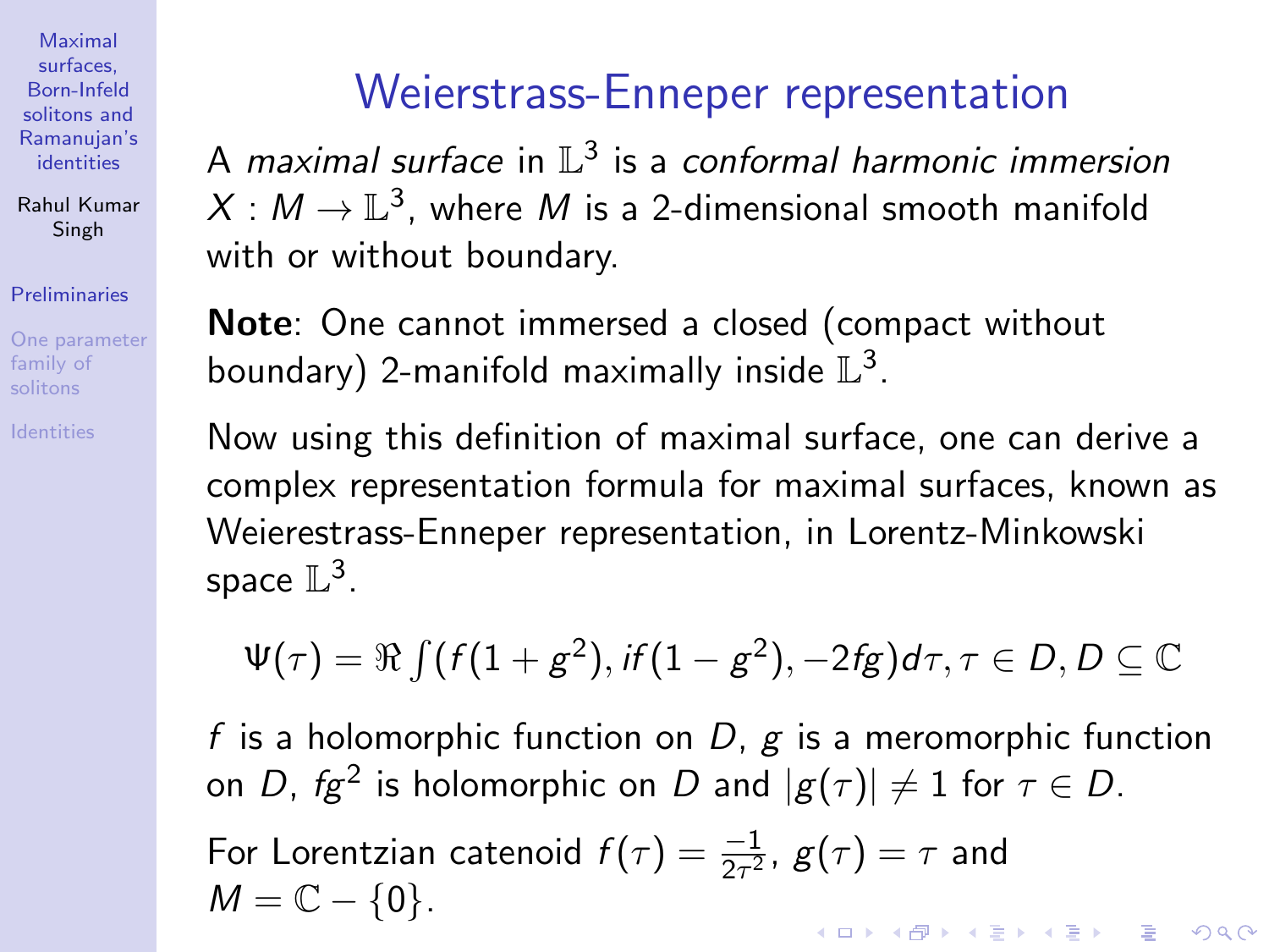# Weierstrass-Enneper representation

A *maximal surface* in $\mathbb{L}^3$ is a *conformal harmonic immersion* $X : M \to \mathbb{L}^3$, where $M$ is a 2-dimensional smooth manifold with or without boundary.

**Note**: One cannot immersed a closed (compact without boundary) 2-manifold maximally inside $\mathbb{L}^3$.

Now using this definition of maximal surface, one can derive a complex representation formula for maximal surfaces, known as Weierestrass-Enneper representation, in Lorentz-Minkowski space $\mathbb{L}^3$.

$$\Psi(\tau) = \Re \int (f(1+g^2), if(1-g^2), -2fg) d\tau, \tau \in D, D \subseteq \mathbb{C}$$

$f$ is a holomorphic function on $D$, $g$ is a meromorphic function on $D$, $fg^2$ is holomorphic on $D$ and $|g(\tau)| \neq 1$ for $\tau \in D$.

For Lorentzian catenoid $f(\tau) = \frac{-1}{2\tau^2}$, $g(\tau) = \tau$ and $M = \mathbb{C} - \{0\}$.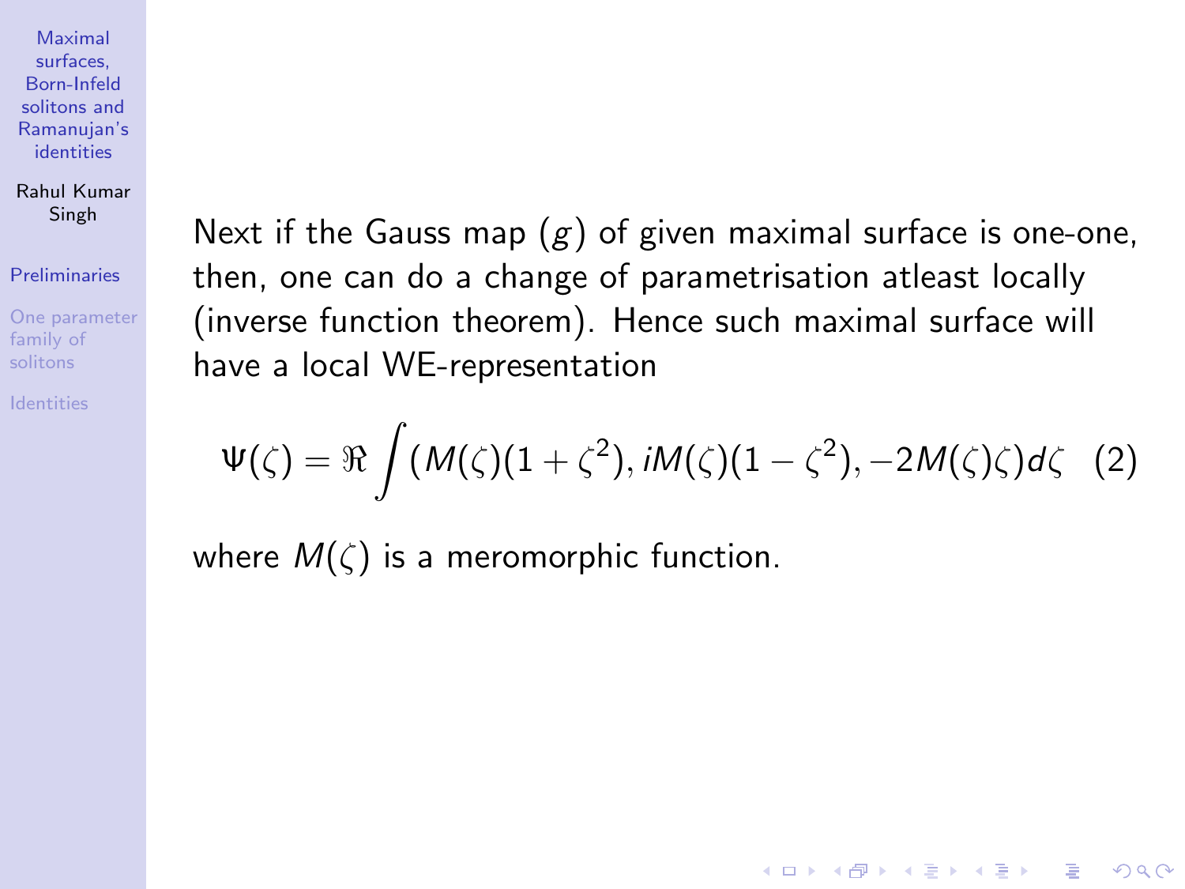Next if the Gauss map $(g)$ of given maximal surface is one-one, then, one can do a change of parametrisation atleast locally (inverse function theorem). Hence such maximal surface will have a local WE-representation

$$\Psi(\zeta) = \Re \int (M(\zeta)(1+\zeta^2), iM(\zeta)(1-\zeta^2), -2M(\zeta)\zeta) d\zeta \quad (2)$$

where $M(\zeta)$ is a meromorphic function.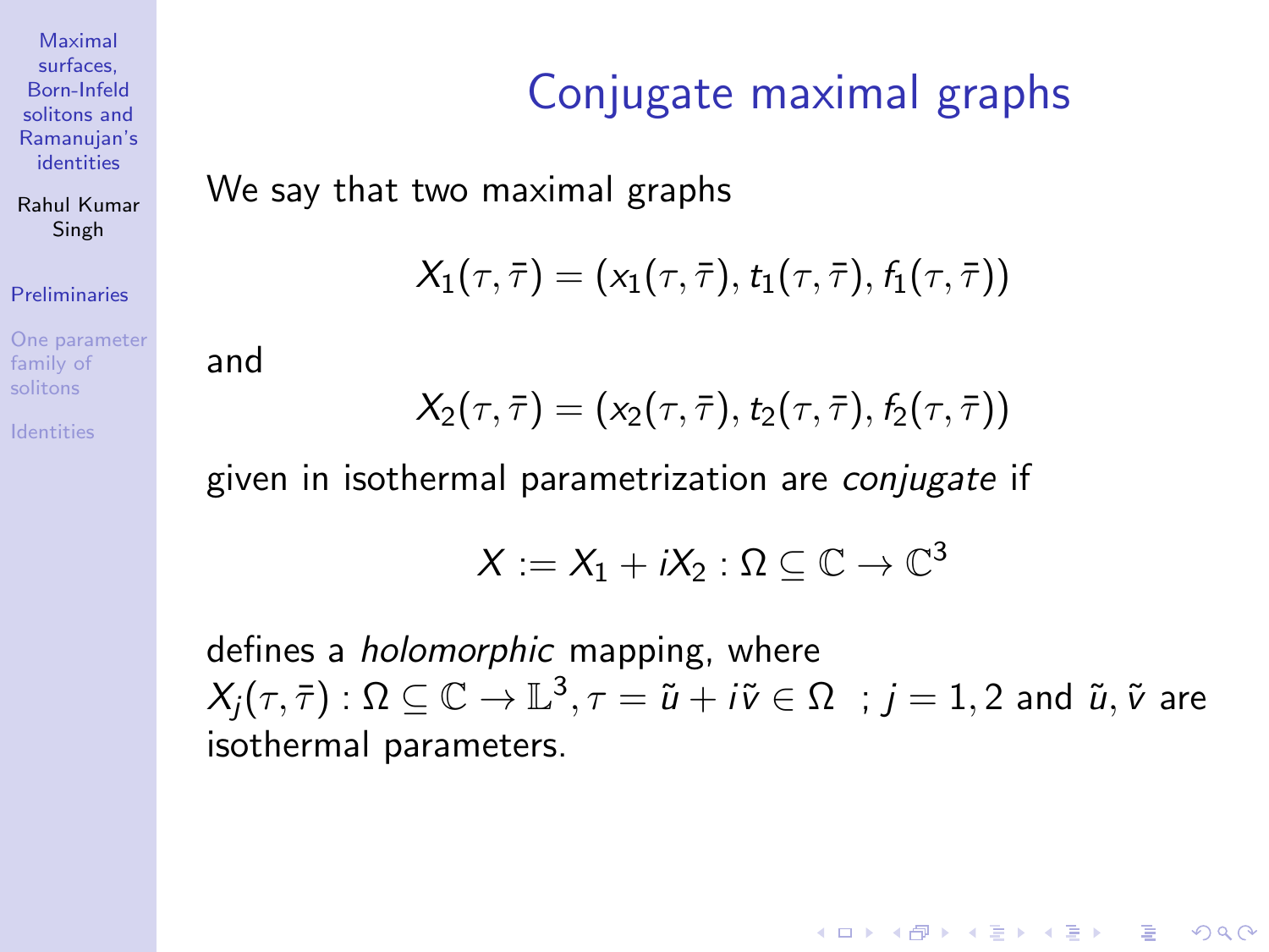# Conjugate maximal graphs

We say that two maximal graphs

$$X_1(\tau,\bar{\tau}) = (x_1(\tau,\bar{\tau}), t_1(\tau,\bar{\tau}), f_1(\tau,\bar{\tau}))$$

and

$$X_2(\tau,\bar{\tau}) = (x_2(\tau,\bar{\tau}), t_2(\tau,\bar{\tau}), f_2(\tau,\bar{\tau}))$$

given in isothermal parametrization are *conjugate* if

$$X := X_1 + iX_2 : \Omega \subseteq \mathbb{C} \to \mathbb{C}^3$$

defines a *holomorphic* mapping, where $X_j(\tau,\bar{\tau}) : \Omega \subseteq \mathbb{C} \to \mathbb{L}^3, \tau = \tilde{u} + i\tilde{v} \in \Omega \;\; ; j = 1, 2$ and $\tilde{u}, \tilde{v}$ are isothermal parameters.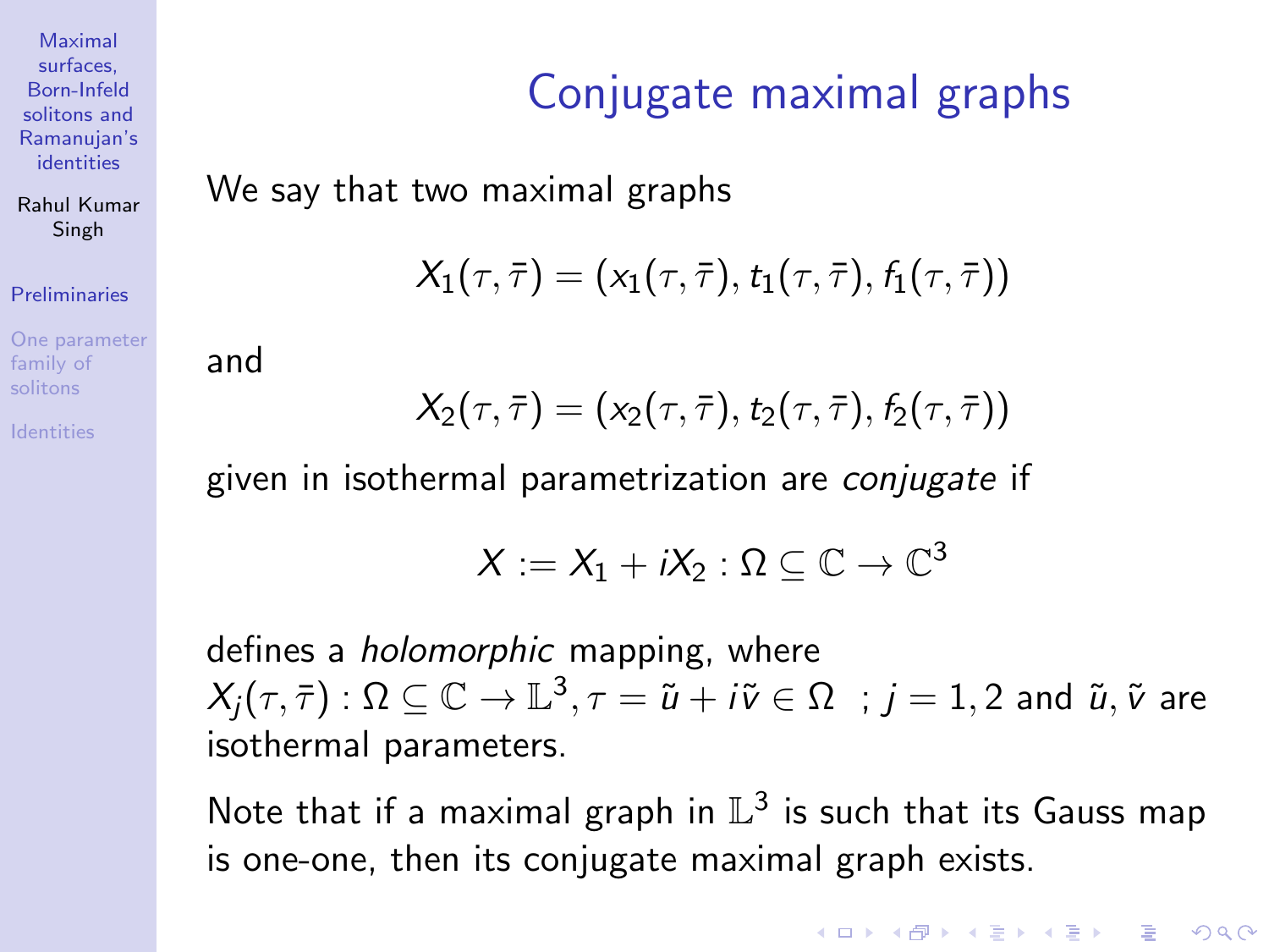# Conjugate maximal graphs

We say that two maximal graphs

$$X_1(\tau, \bar{\tau}) = (x_1(\tau, \bar{\tau}), t_1(\tau, \bar{\tau}), f_1(\tau, \bar{\tau}))$$

and

$$X_2(\tau, \bar{\tau}) = (x_2(\tau, \bar{\tau}), t_2(\tau, \bar{\tau}), f_2(\tau, \bar{\tau}))$$

given in isothermal parametrization are *conjugate* if

$$X := X_1 + iX_2 : \Omega \subseteq \mathbb{C} \to \mathbb{C}^3$$

defines a *holomorphic* mapping, where $X_j(\tau, \bar{\tau}) : \Omega \subseteq \mathbb{C} \to \mathbb{L}^3, \tau = \tilde{u} + i\tilde{v} \in \Omega \;\; ; j = 1, 2$ and $\tilde{u}, \tilde{v}$ are isothermal parameters.

Note that if a maximal graph in $\mathbb{L}^3$ is such that its Gauss map is one-one, then its conjugate maximal graph exists.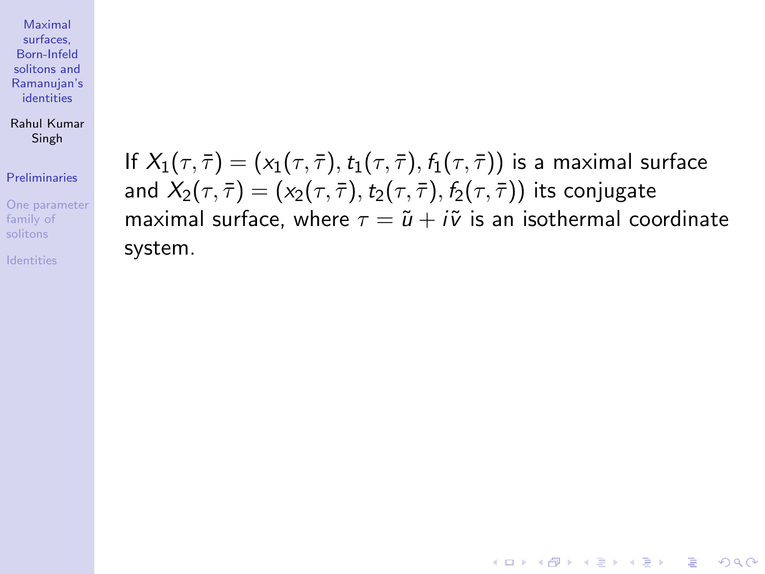If $X_1(\tau, \bar{\tau}) = (x_1(\tau, \bar{\tau}), t_1(\tau, \bar{\tau}), f_1(\tau, \bar{\tau}))$ is a maximal surface and $X_2(\tau, \bar{\tau}) = (x_2(\tau, \bar{\tau}), t_2(\tau, \bar{\tau}), f_2(\tau, \bar{\tau}))$ its conjugate maximal surface, where $\tau = \tilde{u} + i\tilde{v}$ is an isothermal coordinate system.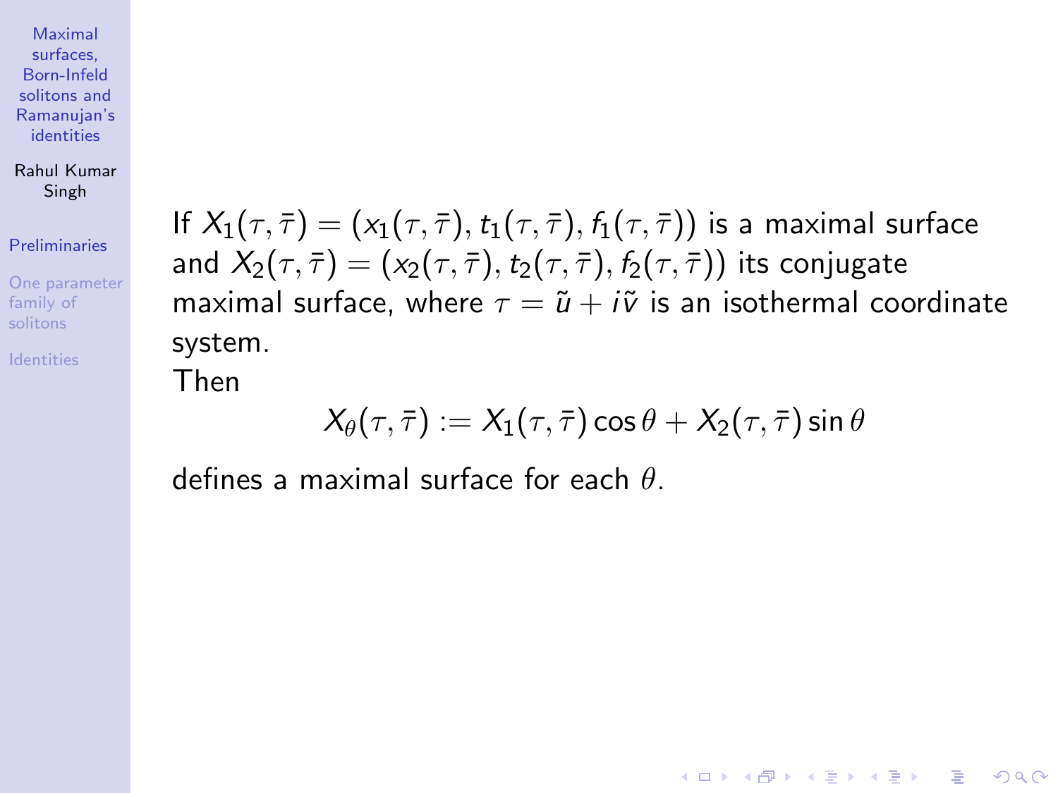If $X_1(\tau, \bar{\tau}) = (x_1(\tau, \bar{\tau}), t_1(\tau, \bar{\tau}), f_1(\tau, \bar{\tau}))$ is a maximal surface and $X_2(\tau, \bar{\tau}) = (x_2(\tau, \bar{\tau}), t_2(\tau, \bar{\tau}), f_2(\tau, \bar{\tau}))$ its conjugate maximal surface, where $\tau = \tilde{u} + i\tilde{v}$ is an isothermal coordinate system.

Then

$$X_\theta(\tau, \bar{\tau}) := X_1(\tau, \bar{\tau}) \cos\theta + X_2(\tau, \bar{\tau}) \sin\theta$$

defines a maximal surface for each $\theta$.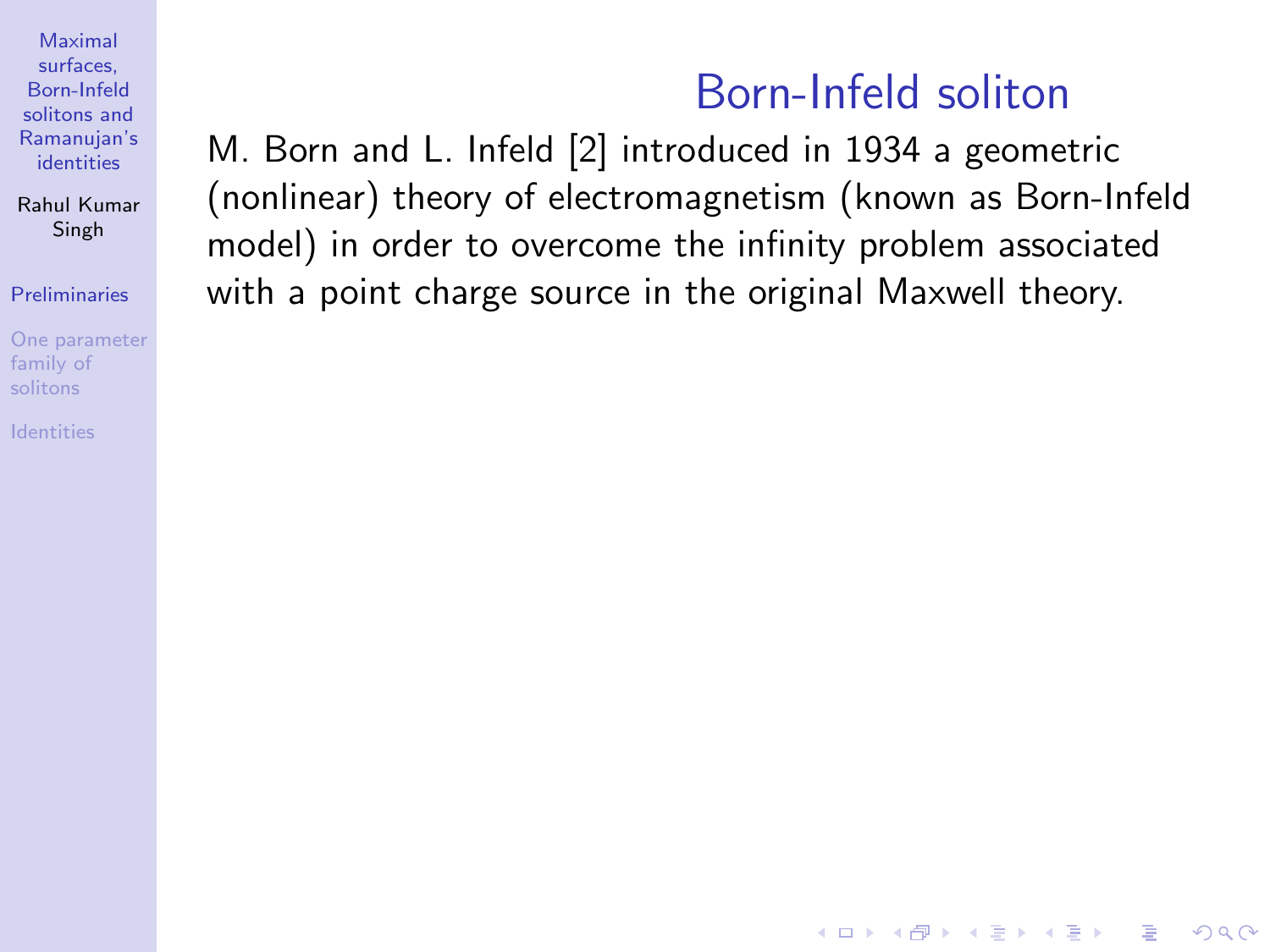# Born-Infeld soliton

M. Born and L. Infeld [2] introduced in 1934 a geometric (nonlinear) theory of electromagnetism (known as Born-Infeld model) in order to overcome the infinity problem associated with a point charge source in the original Maxwell theory.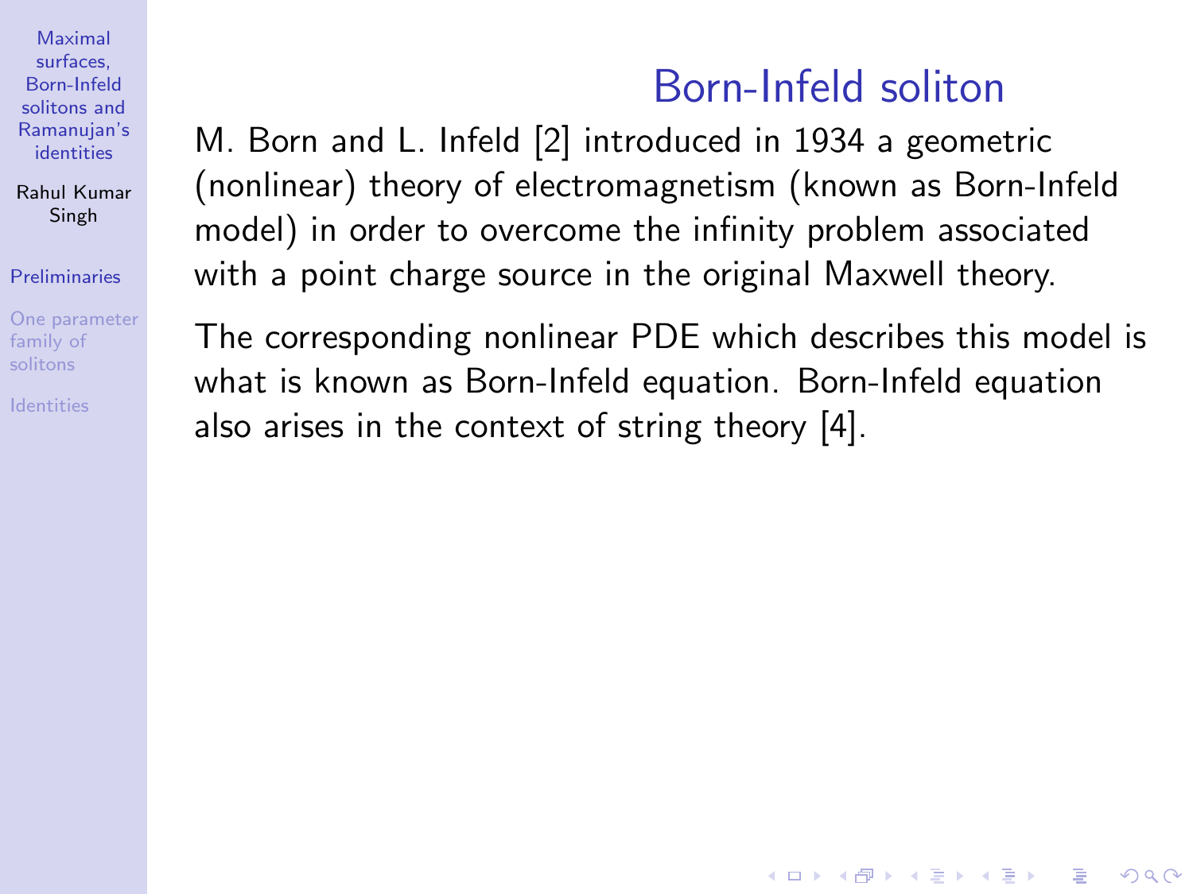# Born-Infeld soliton

M. Born and L. Infeld [2] introduced in 1934 a geometric (nonlinear) theory of electromagnetism (known as Born-Infeld model) in order to overcome the infinity problem associated with a point charge source in the original Maxwell theory.

The corresponding nonlinear PDE which describes this model is what is known as Born-Infeld equation. Born-Infeld equation also arises in the context of string theory [4].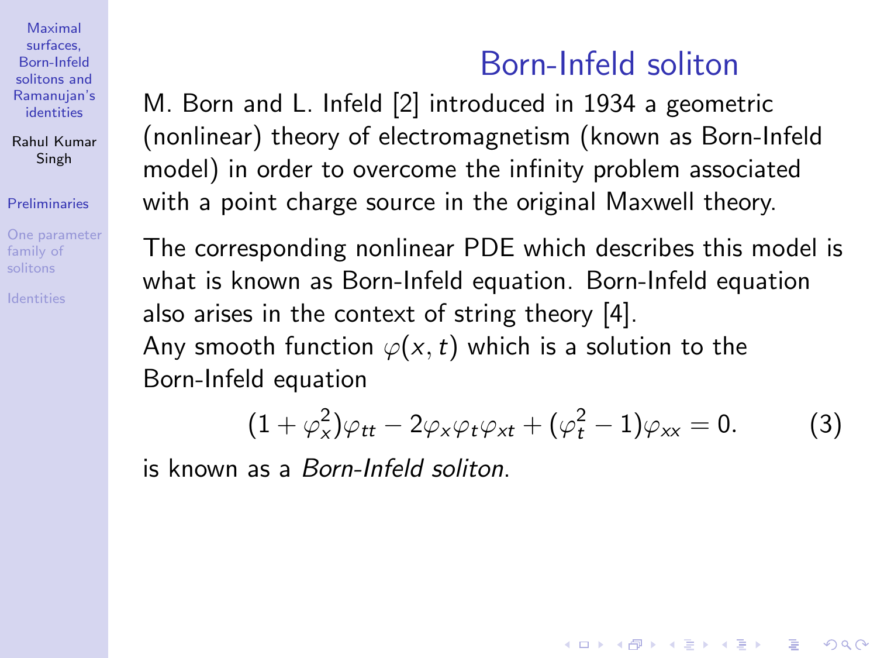# Born-Infeld soliton

M. Born and L. Infeld [2] introduced in 1934 a geometric (nonlinear) theory of electromagnetism (known as Born-Infeld model) in order to overcome the infinity problem associated with a point charge source in the original Maxwell theory.

The corresponding nonlinear PDE which describes this model is what is known as Born-Infeld equation. Born-Infeld equation also arises in the context of string theory [4].

Any smooth function $\varphi(x,t)$ which is a solution to the Born-Infeld equation

$$(1+\varphi_x^2)\varphi_{tt} - 2\varphi_x\varphi_t\varphi_{xt} + (\varphi_t^2 - 1)\varphi_{xx} = 0. \tag{3}$$

is known as a *Born-Infeld soliton*.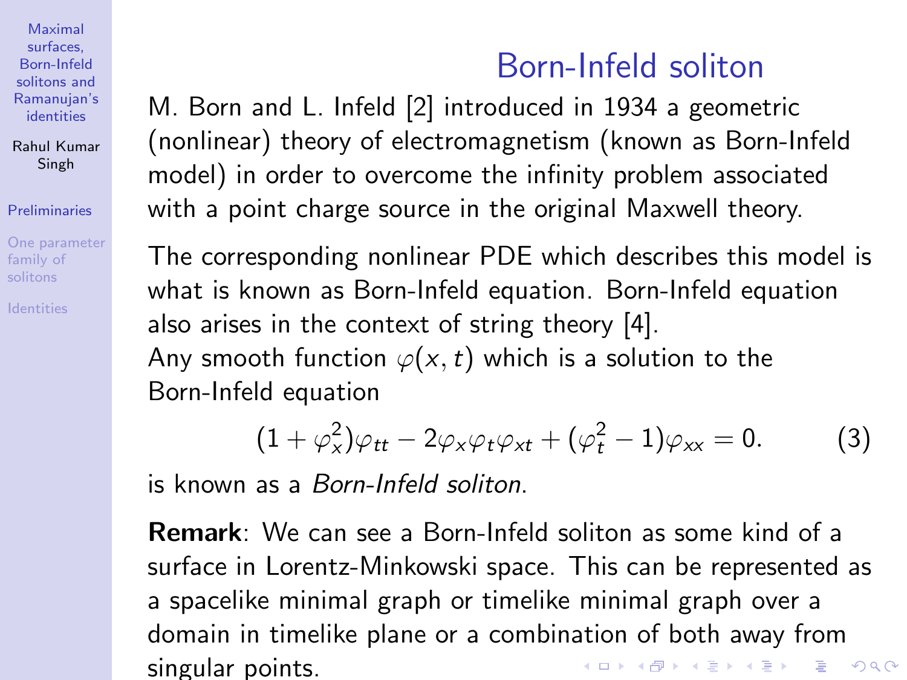# Born-Infeld soliton

M. Born and L. Infeld [2] introduced in 1934 a geometric (nonlinear) theory of electromagnetism (known as Born-Infeld model) in order to overcome the infinity problem associated with a point charge source in the original Maxwell theory.

The corresponding nonlinear PDE which describes this model is what is known as Born-Infeld equation. Born-Infeld equation also arises in the context of string theory [4].
Any smooth function $\varphi(x,t)$ which is a solution to the Born-Infeld equation

$$(1+\varphi_x^2)\varphi_{tt} - 2\varphi_x\varphi_t\varphi_{xt} + (\varphi_t^2 - 1)\varphi_{xx} = 0. \tag{3}$$

is known as a *Born-Infeld soliton*.

**Remark**: We can see a Born-Infeld soliton as some kind of a surface in Lorentz-Minkowski space. This can be represented as a spacelike minimal graph or timelike minimal graph over a domain in timelike plane or a combination of both away from singular points.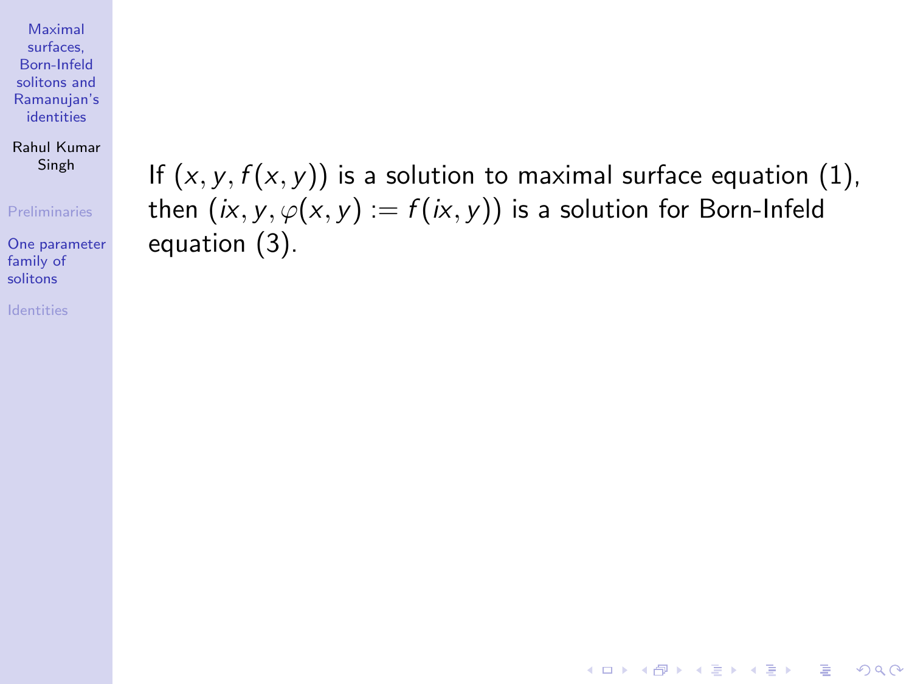If $(x, y, f(x, y))$ is a solution to maximal surface equation (1), then $(ix, y, \varphi(x, y) := f(ix, y))$ is a solution for Born-Infeld equation (3).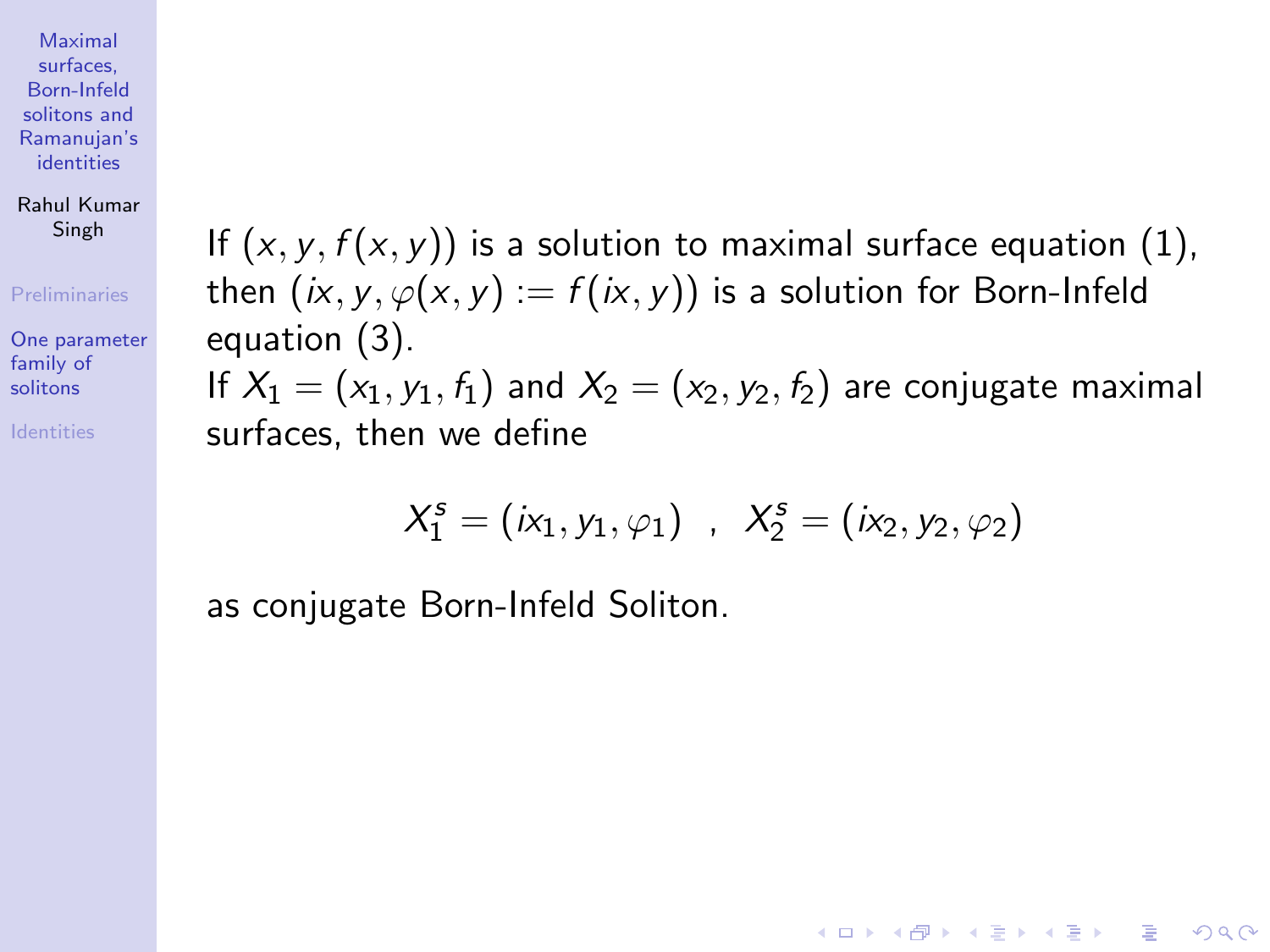If $(x, y, f(x, y))$ is a solution to maximal surface equation (1), then $(ix, y, \varphi(x, y) := f(ix, y))$ is a solution for Born-Infeld equation (3).
If $X_1 = (x_1, y_1, f_1)$ and $X_2 = (x_2, y_2, f_2)$ are conjugate maximal surfaces, then we define

$$X_1^s = (ix_1, y_1, \varphi_1) \quad , \quad X_2^s = (ix_2, y_2, \varphi_2)$$

as conjugate Born-Infeld Soliton.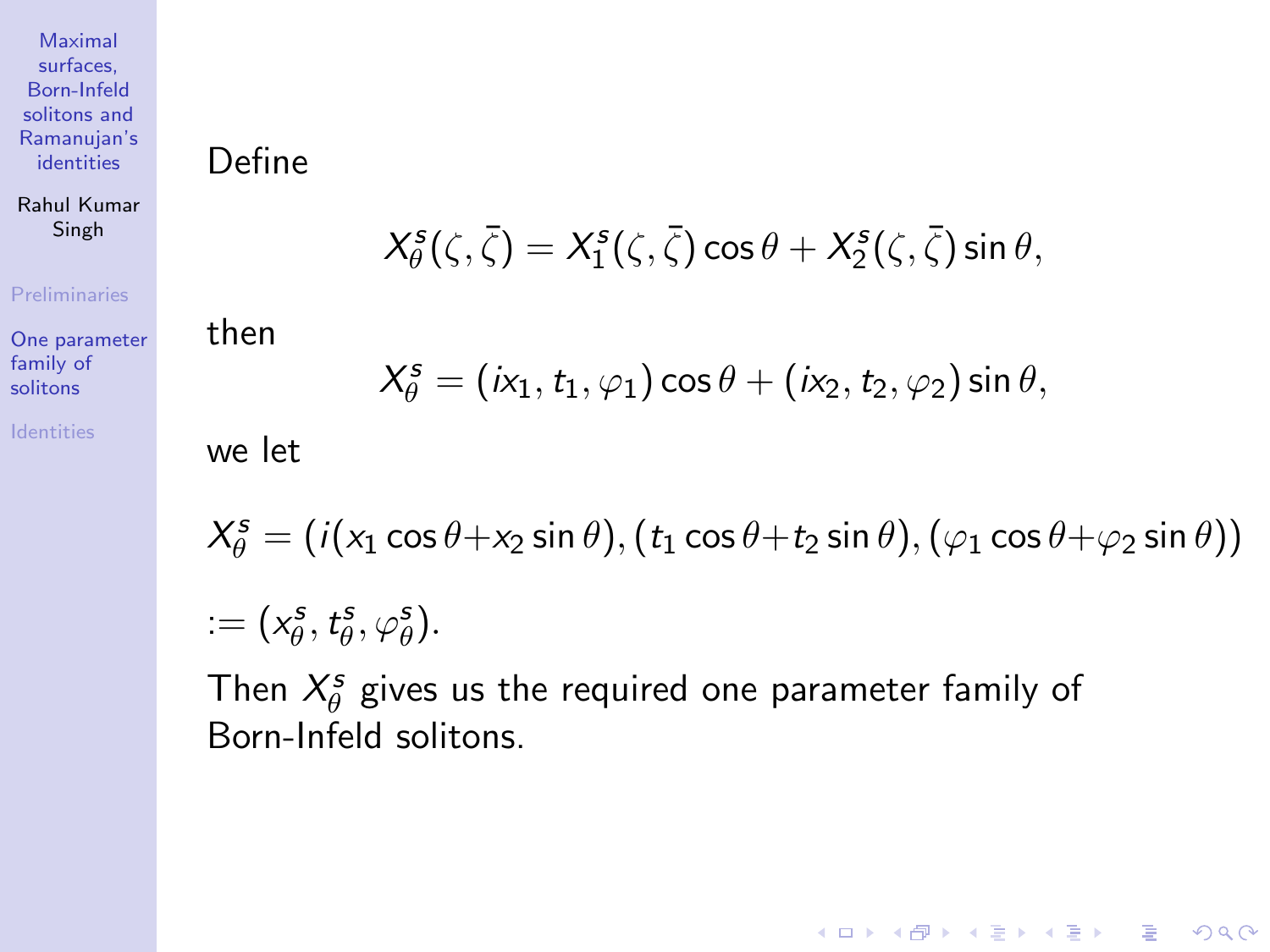Define

$$X^s_\theta(\zeta, \bar{\zeta}) = X^s_1(\zeta, \bar{\zeta}) \cos\theta + X^s_2(\zeta, \bar{\zeta}) \sin\theta,$$

then

$$X^s_\theta = (ix_1, t_1, \varphi_1) \cos\theta + (ix_2, t_2, \varphi_2) \sin\theta,$$

we let

$$X^s_\theta = (i(x_1 \cos\theta + x_2 \sin\theta), (t_1 \cos\theta + t_2 \sin\theta), (\varphi_1 \cos\theta + \varphi_2 \sin\theta))$$

$$:= (x^s_\theta, t^s_\theta, \varphi^s_\theta).$$

Then $X^s_\theta$ gives us the required one parameter family of Born-Infeld solitons.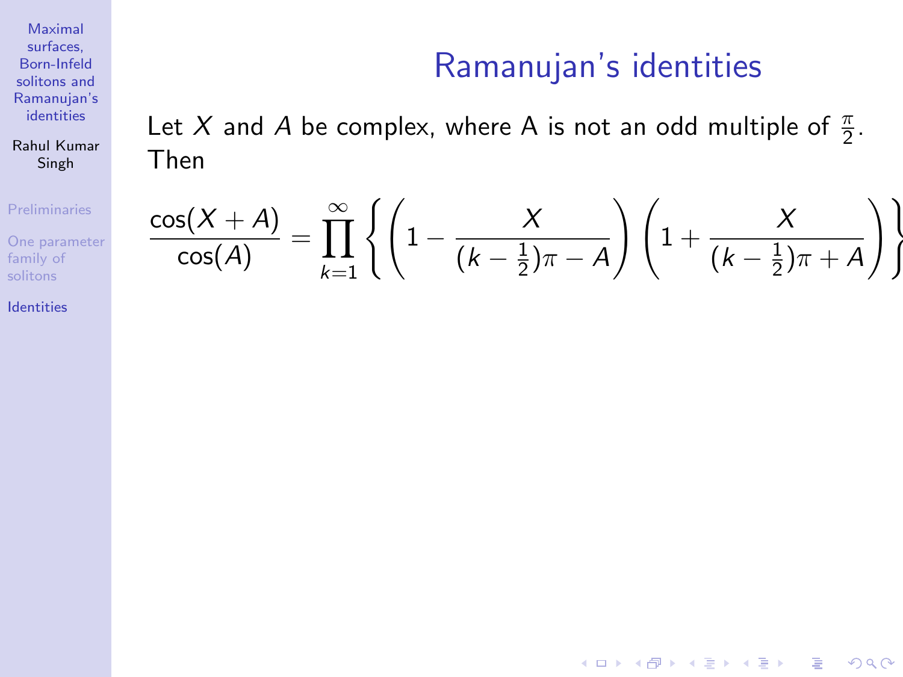# Ramanujan's identities

Let $X$ and $A$ be complex, where A is not an odd multiple of $\frac{\pi}{2}$. Then

$$\frac{\cos(X+A)}{\cos(A)} = \prod_{k=1}^{\infty} \left\{ \left(1 - \frac{X}{(k-\frac{1}{2})\pi - A}\right) \left(1 + \frac{X}{(k-\frac{1}{2})\pi + A}\right) \right\}$$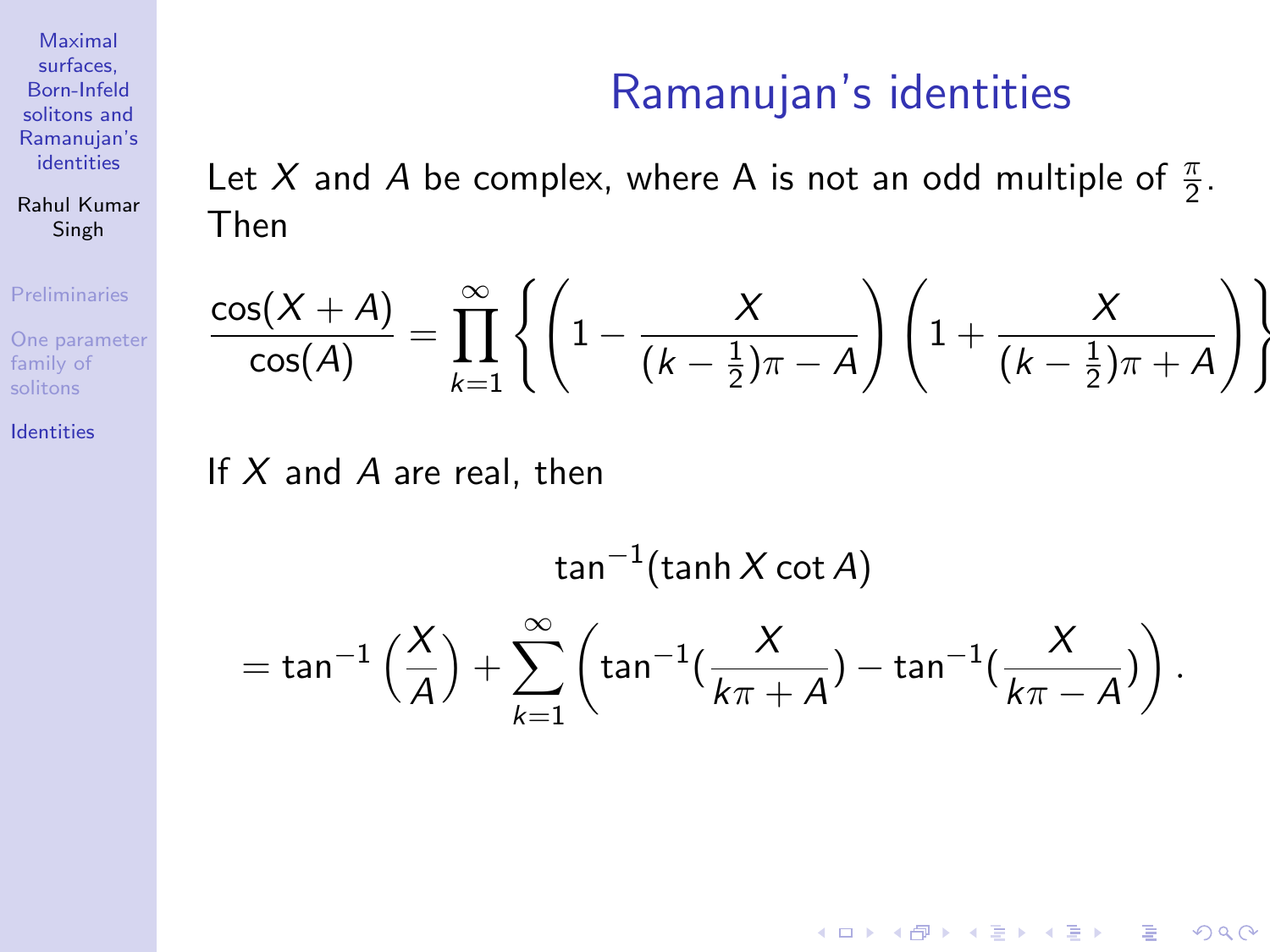# Ramanujan's identities

Let $X$ and $A$ be complex, where A is not an odd multiple of $\frac{\pi}{2}$. Then

$$\frac{\cos(X+A)}{\cos(A)} = \prod_{k=1}^{\infty} \left\{ \left(1 - \frac{X}{(k-\frac{1}{2})\pi - A}\right) \left(1 + \frac{X}{(k-\frac{1}{2})\pi + A}\right) \right\}$$

If $X$ and $A$ are real, then

$$\tan^{-1}(\tanh X \cot A)$$

$$= \tan^{-1}\left(\frac{X}{A}\right) + \sum_{k=1}^{\infty} \left( \tan^{-1}\left(\frac{X}{k\pi + A}\right) - \tan^{-1}\left(\frac{X}{k\pi - A}\right) \right).$$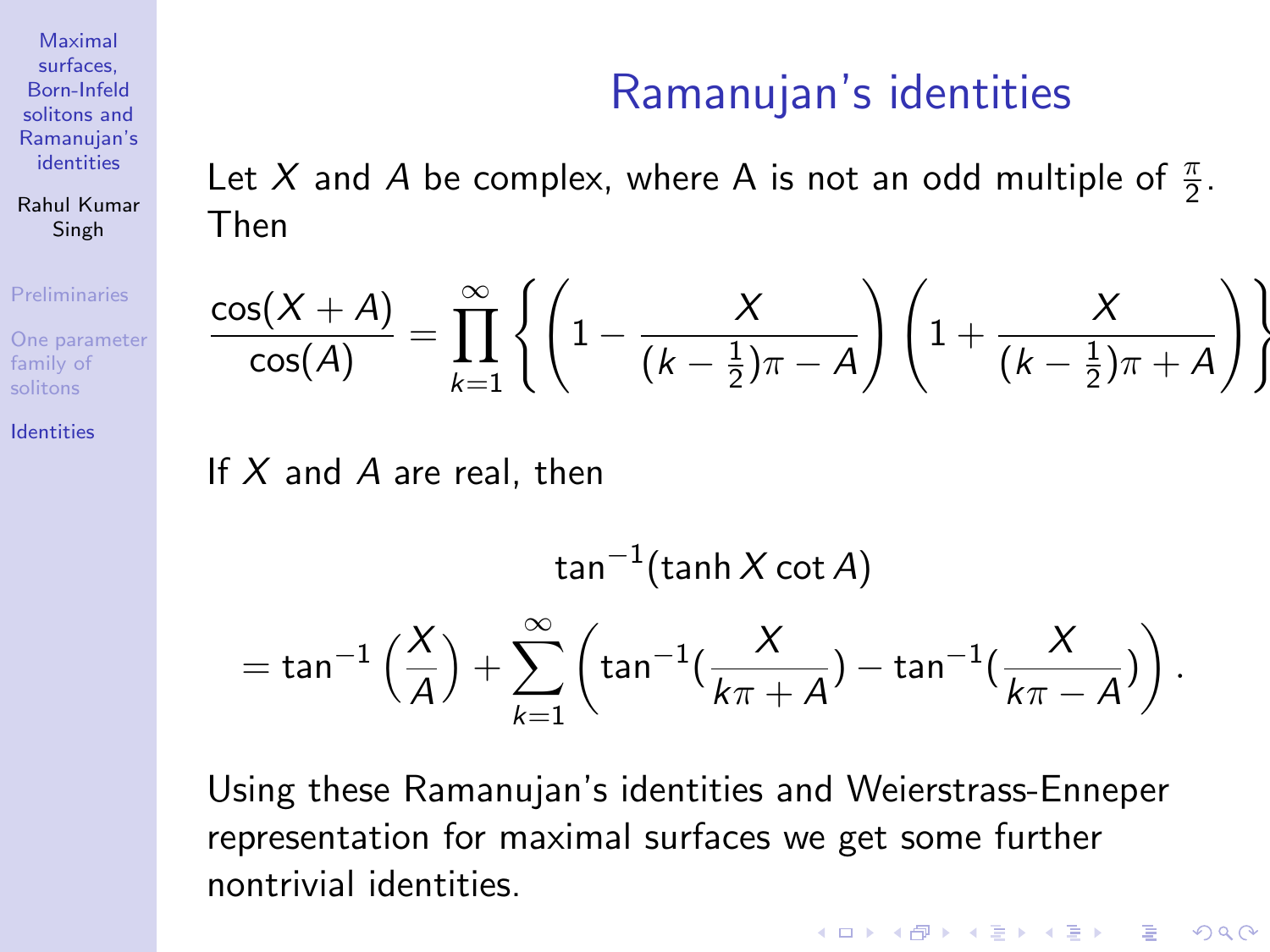# Ramanujan's identities

Let $X$ and $A$ be complex, where A is not an odd multiple of $\frac{\pi}{2}$. Then

$$\frac{\cos(X+A)}{\cos(A)} = \prod_{k=1}^{\infty} \left\{ \left(1 - \frac{X}{(k-\frac{1}{2})\pi - A}\right) \left(1 + \frac{X}{(k-\frac{1}{2})\pi + A}\right) \right\}$$

If $X$ and $A$ are real, then

$$\tan^{-1}(\tanh X \cot A)$$

$$= \tan^{-1}\left(\frac{X}{A}\right) + \sum_{k=1}^{\infty} \left( \tan^{-1}\left(\frac{X}{k\pi + A}\right) - \tan^{-1}\left(\frac{X}{k\pi - A}\right) \right).$$

Using these Ramanujan's identities and Weierstrass-Enneper representation for maximal surfaces we get some further nontrivial identities.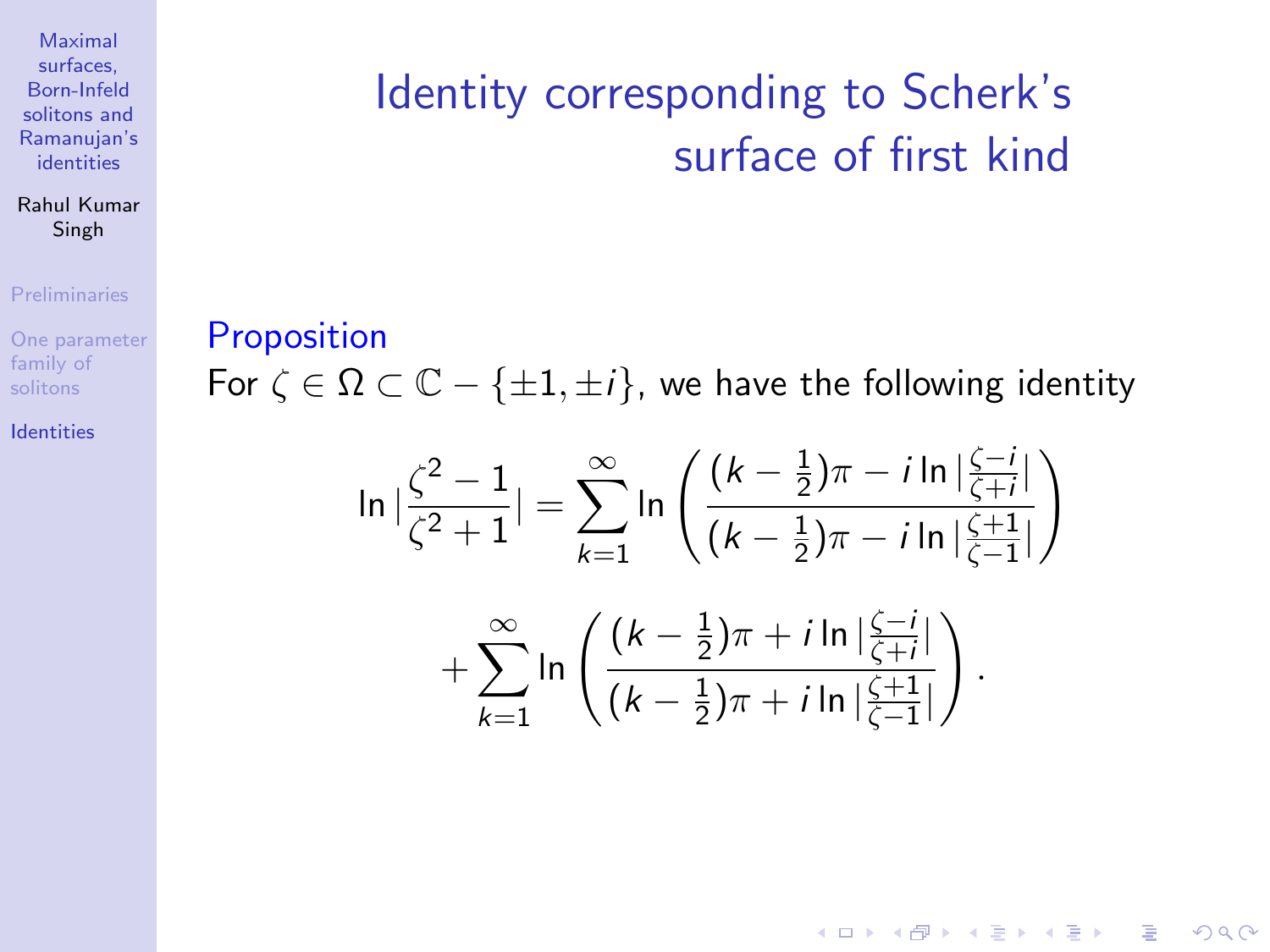# Identity corresponding to Scherk's surface of first kind

**Proposition**

For $\zeta \in \Omega \subset \mathbb{C} - \{\pm 1, \pm i\}$, we have the following identity

$$
\ln \left| \frac{\zeta^2 - 1}{\zeta^2 + 1} \right| = \sum_{k=1}^{\infty} \ln \left( \frac{(k - \frac{1}{2})\pi - i \ln \left| \frac{\zeta - i}{\zeta + i} \right|}{(k - \frac{1}{2})\pi - i \ln \left| \frac{\zeta + 1}{\zeta - 1} \right|} \right)
$$

$$
+ \sum_{k=1}^{\infty} \ln \left( \frac{(k - \frac{1}{2})\pi + i \ln \left| \frac{\zeta - i}{\zeta + i} \right|}{(k - \frac{1}{2})\pi + i \ln \left| \frac{\zeta + 1}{\zeta - 1} \right|} \right).
$$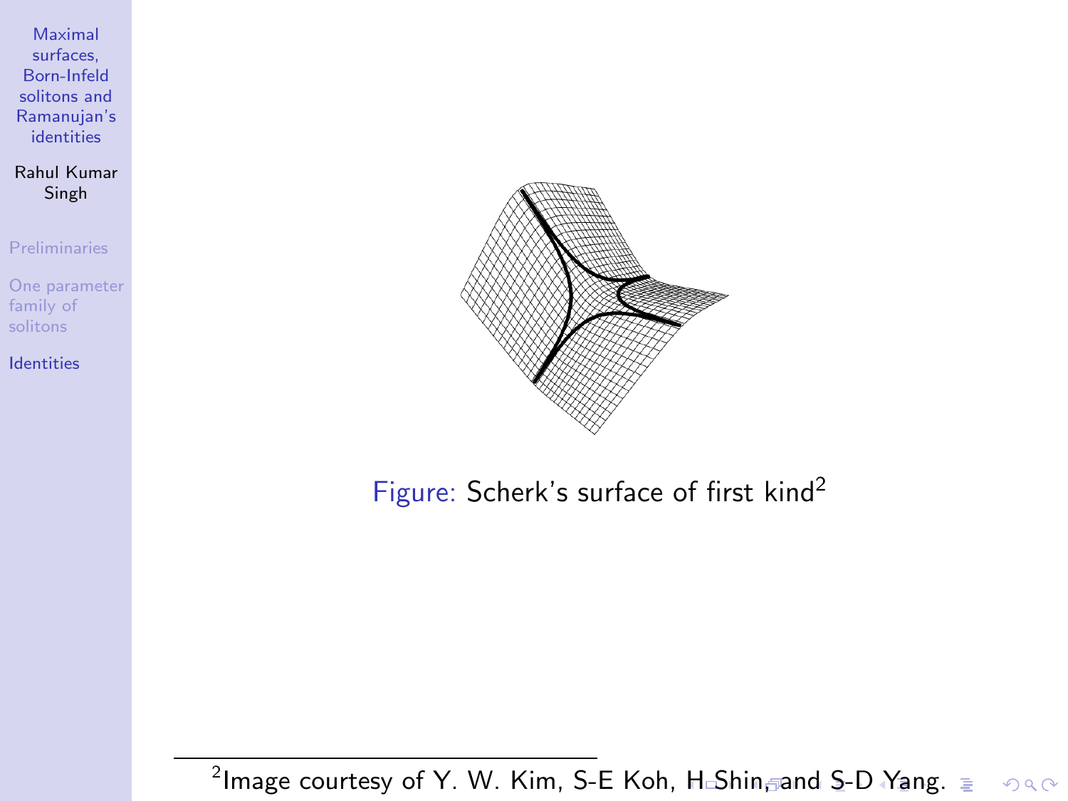Figure: Scherk's surface of first kind[2]

[2] Image courtesy of Y. W. Kim, S-E Koh, H Shin, and S-D Yang.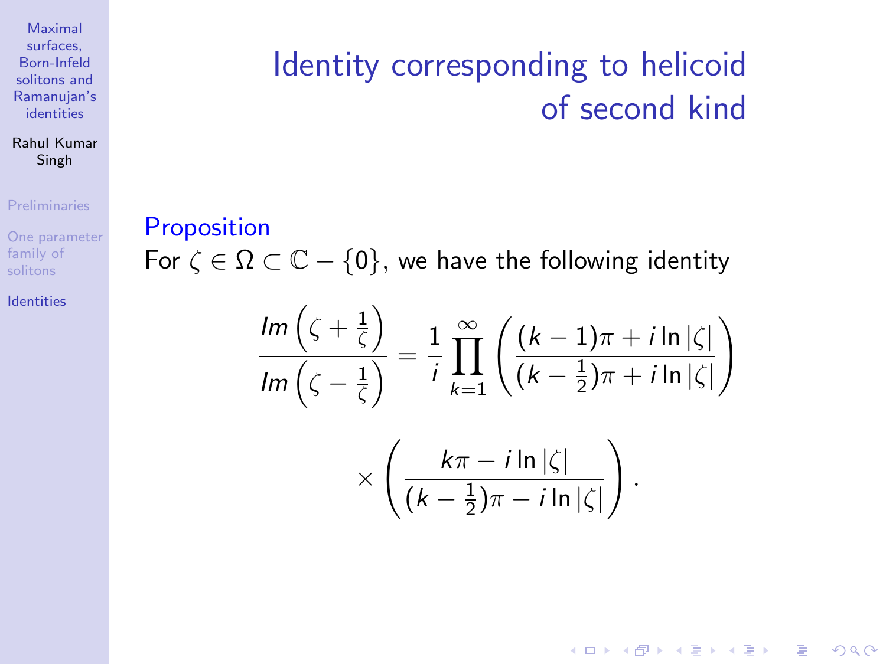# Identity corresponding to helicoid of second kind

**Proposition**

For $\zeta \in \Omega \subset \mathbb{C} - \{0\}$, we have the following identity

$$\frac{Im\left(\zeta + \frac{1}{\zeta}\right)}{Im\left(\zeta - \frac{1}{\zeta}\right)} = \frac{1}{i}\prod_{k=1}^{\infty}\left(\frac{(k-1)\pi + i\ln|\zeta|}{(k-\frac{1}{2})\pi + i\ln|\zeta|}\right)$$

$$\times\left(\frac{k\pi - i\ln|\zeta|}{(k-\frac{1}{2})\pi - i\ln|\zeta|}\right).$$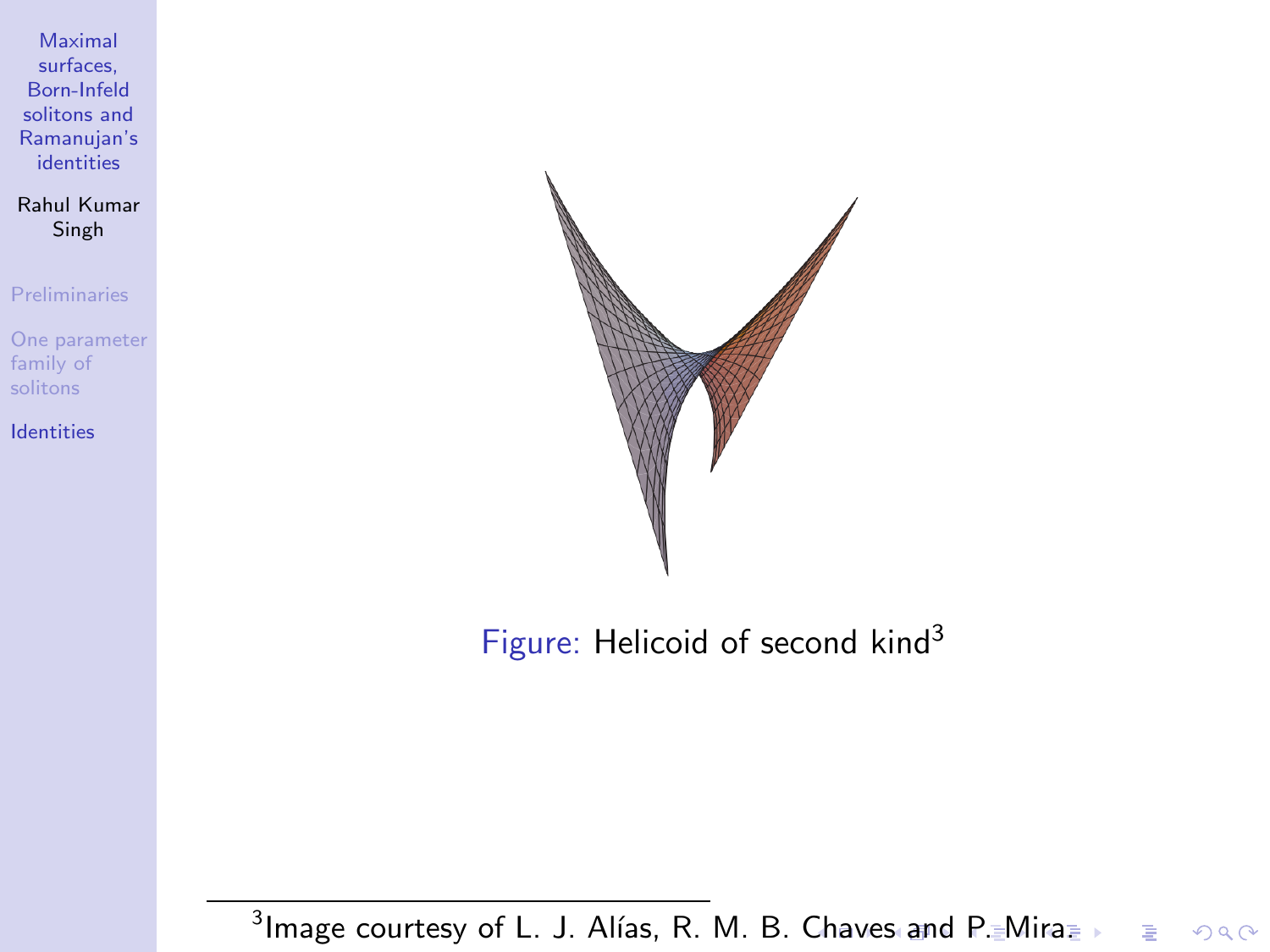Figure: Helicoid of second kind[3]

[3] Image courtesy of L. J. Alías, R. M. B. Chaves and P. Mira.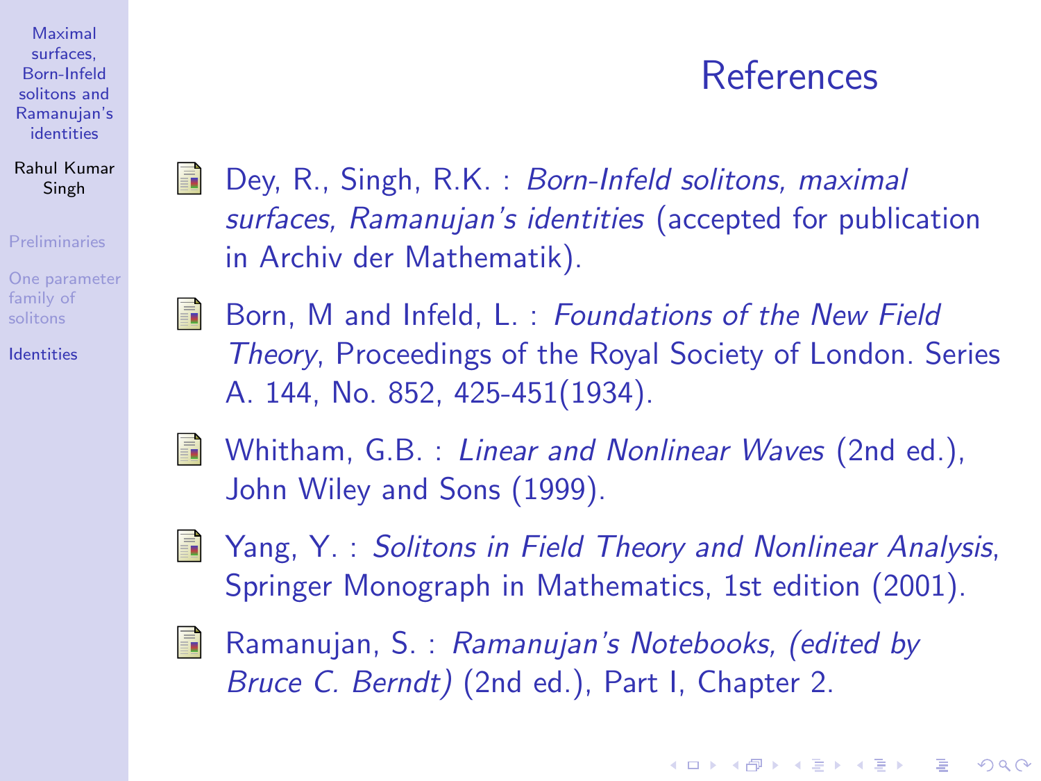# References

- Dey, R., Singh, R.K. : *Born-Infeld solitons, maximal surfaces, Ramanujan's identities* (accepted for publication in Archiv der Mathematik).
- Born, M and Infeld, L. : *Foundations of the New Field Theory*, Proceedings of the Royal Society of London. Series A. 144, No. 852, 425-451(1934).
- Whitham, G.B. : *Linear and Nonlinear Waves* (2nd ed.), John Wiley and Sons (1999).
- Yang, Y. : *Solitons in Field Theory and Nonlinear Analysis*, Springer Monograph in Mathematics, 1st edition (2001).
- Ramanujan, S. : *Ramanujan's Notebooks, (edited by Bruce C. Berndt)* (2nd ed.), Part I, Chapter 2.